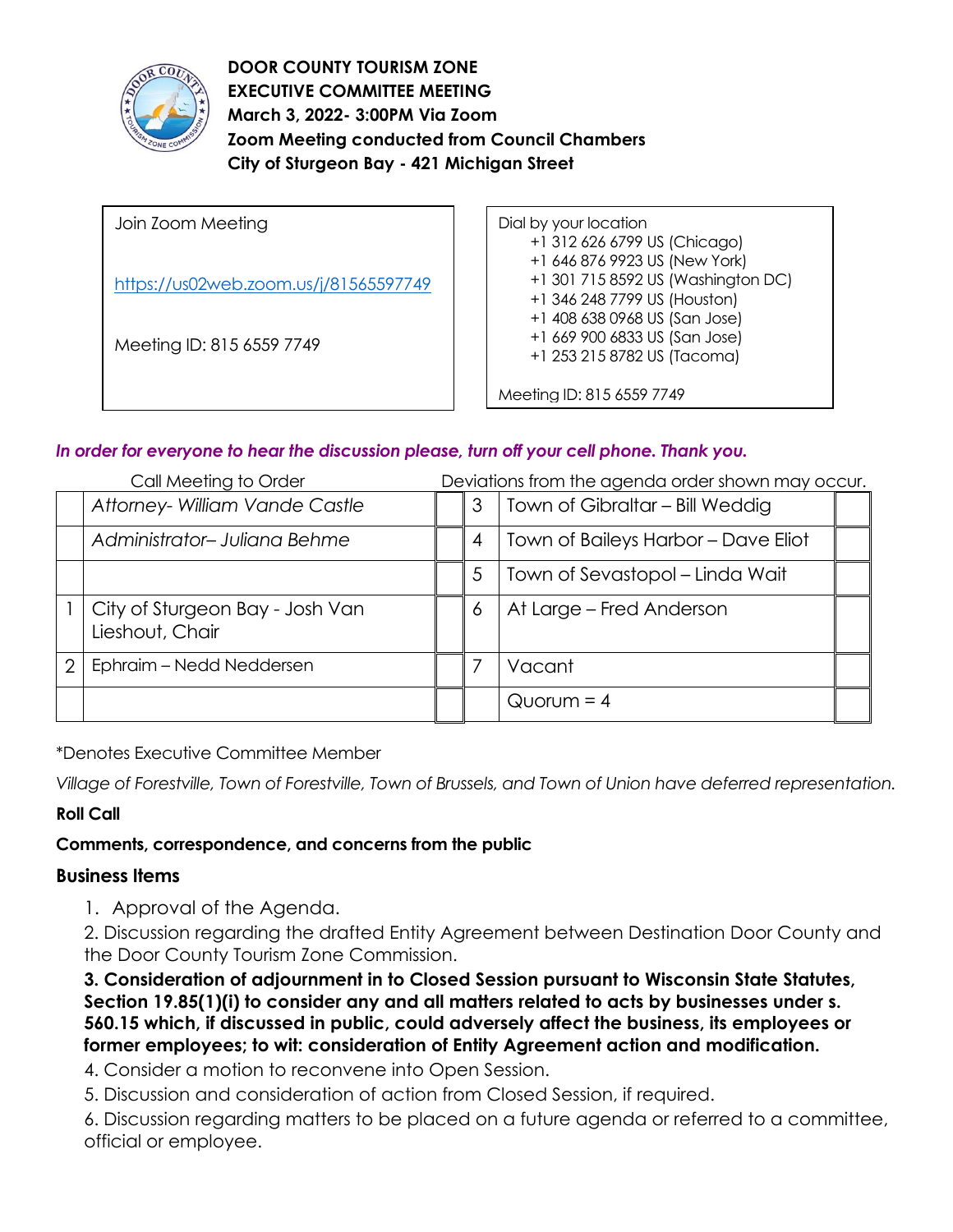**DOOR COUNTY TOURISM ZONE**
**EXECUTIVE COMMITTEE MEETING**
**March 3, 2022- 3:00PM Via Zoom**
**Zoom Meeting conducted from Council Chambers**
**City of Sturgeon Bay - 421 Michigan Street**

| Join Zoom Meeting | Dial by your location |
|---|---|
| https://us02web.zoom.us/j/81565597749 | +1 312 626 6799 US (Chicago)<br>+1 646 876 9923 US (New York)<br>+1 301 715 8592 US (Washington DC)<br>+1 346 248 7799 US (Houston)<br>+1 408 638 0968 US (San Jose)<br>+1 669 900 6833 US (San Jose)<br>+1 253 215 8782 US (Tacoma) |
| Meeting ID: 815 6559 7749 | Meeting ID: 815 6559 7749 |

***In order for everyone to hear the discussion please, turn off your cell phone. Thank you.***

Call Meeting to Order — Deviations from the agenda order shown may occur.

| | | | | | |
|---|---|---|---|---|---|
| | *Attorney- William Vande Castle* | | 3 | Town of Gibraltar – Bill Weddig | |
| | *Administrator– Juliana Behme* | | 4 | Town of Baileys Harbor – Dave Eliot | |
| | | | 5 | Town of Sevastopol – Linda Wait | |
| 1 | City of Sturgeon Bay - Josh Van Lieshout, Chair | | 6 | At Large – Fred Anderson | |
| 2 | Ephraim – Nedd Neddersen | | 7 | Vacant | |
| | | | | Quorum = 4 | |

*Denotes Executive Committee Member

*Village of Forestville, Town of Forestville, Town of Brussels, and Town of Union have deferred representation.*

**Roll Call**

**Comments, correspondence, and concerns from the public**

## Business Items

1. Approval of the Agenda.
2. Discussion regarding the drafted Entity Agreement between Destination Door County and the Door County Tourism Zone Commission.
3. **Consideration of adjournment in to Closed Session pursuant to Wisconsin State Statutes, Section 19.85(1)(i) to consider any and all matters related to acts by businesses under s. 560.15 which, if discussed in public, could adversely affect the business, its employees or former employees; to wit: consideration of Entity Agreement action and modification.**
4. Consider a motion to reconvene into Open Session.
5. Discussion and consideration of action from Closed Session, if required.
6. Discussion regarding matters to be placed on a future agenda or referred to a committee, official or employee.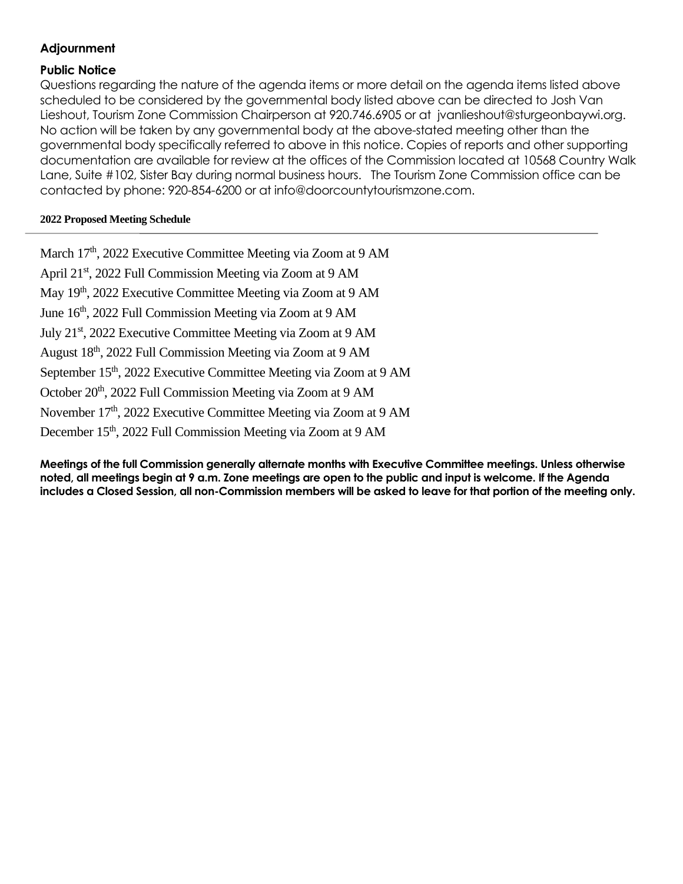**Adjournment**

**Public Notice**

Questions regarding the nature of the agenda items or more detail on the agenda items listed above scheduled to be considered by the governmental body listed above can be directed to Josh Van Lieshout, Tourism Zone Commission Chairperson at 920.746.6905 or at jvanlieshout@sturgeonbaywi.org. No action will be taken by any governmental body at the above-stated meeting other than the governmental body specifically referred to above in this notice. Copies of reports and other supporting documentation are available for review at the offices of the Commission located at 10568 Country Walk Lane, Suite #102, Sister Bay during normal business hours. The Tourism Zone Commission office can be contacted by phone: 920-854-6200 or at info@doorcountytourismzone.com.

**2022 Proposed Meeting Schedule**

---

March 17th, 2022 Executive Committee Meeting via Zoom at 9 AM

April 21st, 2022 Full Commission Meeting via Zoom at 9 AM

May 19th, 2022 Executive Committee Meeting via Zoom at 9 AM

June 16th, 2022 Full Commission Meeting via Zoom at 9 AM

July 21st, 2022 Executive Committee Meeting via Zoom at 9 AM

August 18th, 2022 Full Commission Meeting via Zoom at 9 AM

September 15th, 2022 Executive Committee Meeting via Zoom at 9 AM

October 20th, 2022 Full Commission Meeting via Zoom at 9 AM

November 17th, 2022 Executive Committee Meeting via Zoom at 9 AM

December 15th, 2022 Full Commission Meeting via Zoom at 9 AM

**Meetings of the full Commission generally alternate months with Executive Committee meetings. Unless otherwise noted, all meetings begin at 9 a.m. Zone meetings are open to the public and input is welcome. If the Agenda includes a Closed Session, all non-Commission members will be asked to leave for that portion of the meeting only.**